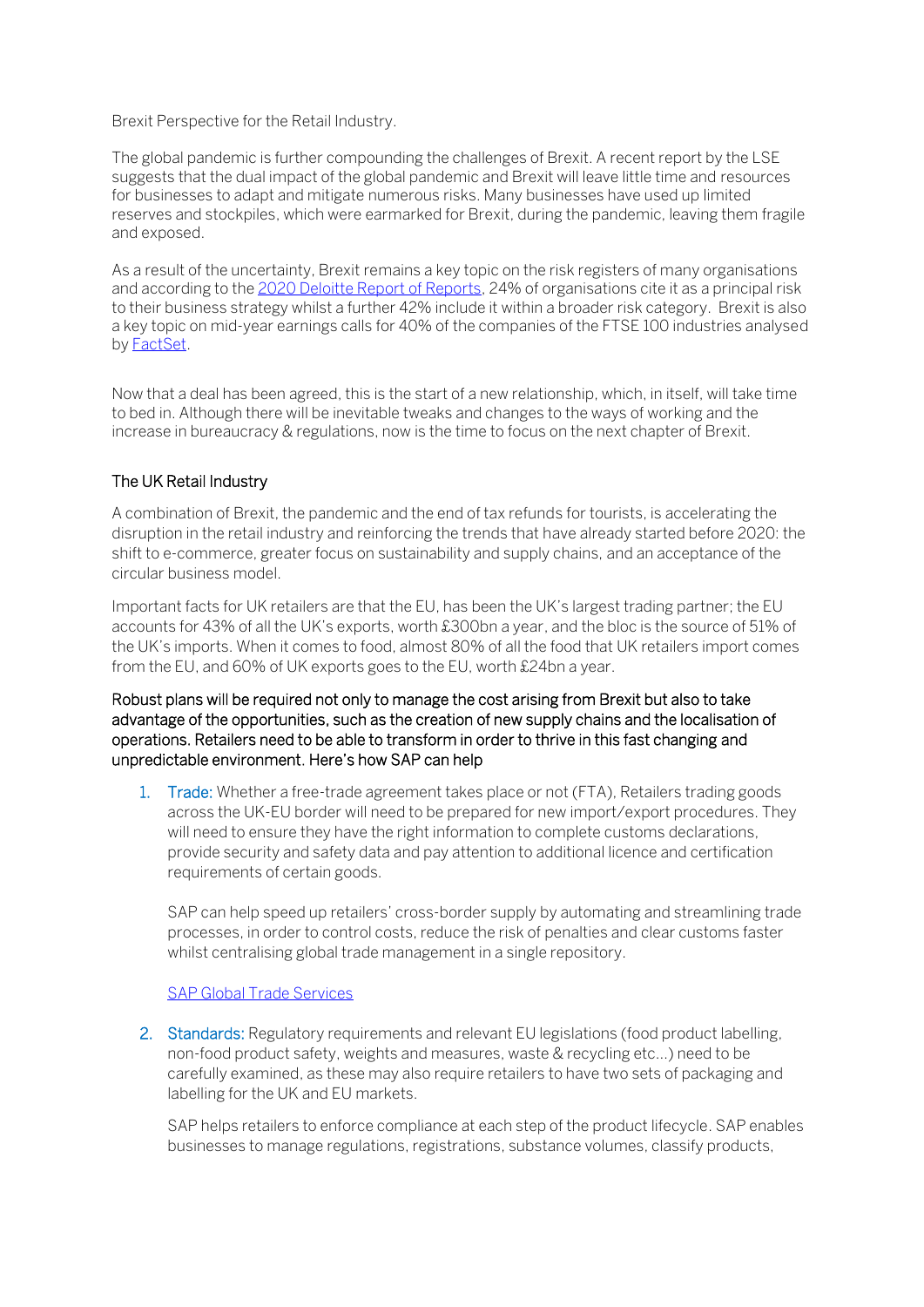Brexit Perspective for the Retail Industry.

The global pandemic is further compounding the challenges of Brexit. A recent report by the LSE suggests that the dual impact of the global pandemic and Brexit will leave little time and resources for businesses to adapt and mitigate numerous risks. Many businesses have used up limited reserves and stockpiles, which were earmarked for Brexit, during the pandemic, leaving them fragile and exposed.

As a result of the uncertainty, Brexit remains a key topic on the risk registers of many organisations and according to the [2020 Deloitte Report of Reports](), 24% of organisations cite it as a principal risk to their business strategy whilst a further 42% include it within a broader risk category. Brexit is also a key topic on mid-year earnings calls for 40% of the companies of the FTSE 100 industries analysed by [FactSet]().

Now that a deal has been agreed, this is the start of a new relationship, which, in itself, will take time to bed in. Although there will be inevitable tweaks and changes to the ways of working and the increase in bureaucracy & regulations, now is the time to focus on the next chapter of Brexit.

## The UK Retail Industry

A combination of Brexit, the pandemic and the end of tax refunds for tourists, is accelerating the disruption in the retail industry and reinforcing the trends that have already started before 2020: the shift to e-commerce, greater focus on sustainability and supply chains, and an acceptance of the circular business model.

Important facts for UK retailers are that the EU, has been the UK's largest trading partner; the EU accounts for 43% of all the UK's exports, worth £300bn a year, and the bloc is the source of 51% of the UK's imports. When it comes to food, almost 80% of all the food that UK retailers import comes from the EU, and 60% of UK exports goes to the EU, worth £24bn a year.

Robust plans will be required not only to manage the cost arising from Brexit but also to take advantage of the opportunities, such as the creation of new supply chains and the localisation of operations. Retailers need to be able to transform in order to thrive in this fast changing and unpredictable environment. Here's how SAP can help

1. Trade: Whether a free-trade agreement takes place or not (FTA), Retailers trading goods across the UK-EU border will need to be prepared for new import/export procedures. They will need to ensure they have the right information to complete customs declarations, provide security and safety data and pay attention to additional licence and certification requirements of certain goods.

   SAP can help speed up retailers' cross-border supply by automating and streamlining trade processes, in order to control costs, reduce the risk of penalties and clear customs faster whilst centralising global trade management in a single repository.

   [SAP Global Trade Services]()

2. Standards: Regulatory requirements and relevant EU legislations (food product labelling, non-food product safety, weights and measures, waste & recycling etc…) need to be carefully examined, as these may also require retailers to have two sets of packaging and labelling for the UK and EU markets.

   SAP helps retailers to enforce compliance at each step of the product lifecycle. SAP enables businesses to manage regulations, registrations, substance volumes, classify products,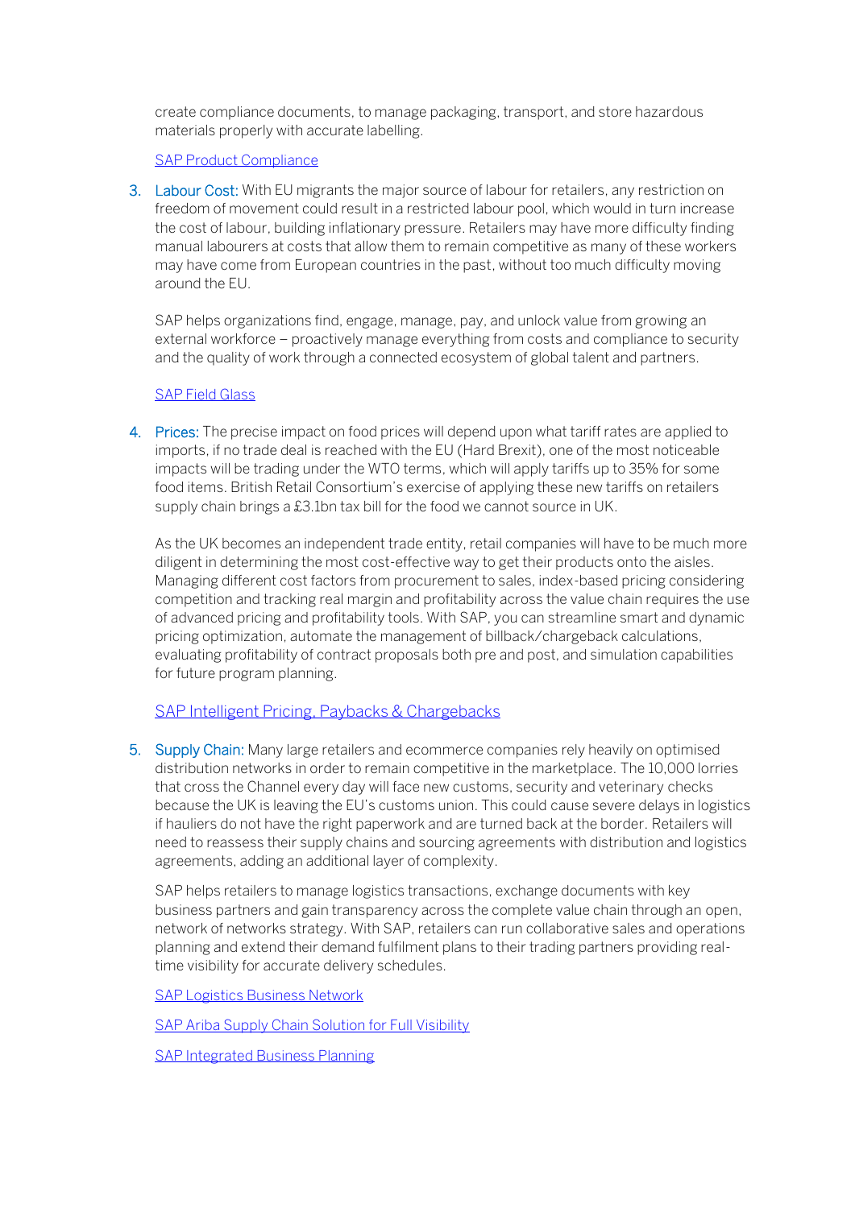create compliance documents, to manage packaging, transport, and store hazardous materials properly with accurate labelling.

[SAP Product Compliance]

3. **Labour Cost:** With EU migrants the major source of labour for retailers, any restriction on freedom of movement could result in a restricted labour pool, which would in turn increase the cost of labour, building inflationary pressure. Retailers may have more difficulty finding manual labourers at costs that allow them to remain competitive as many of these workers may have come from European countries in the past, without too much difficulty moving around the EU.

   SAP helps organizations find, engage, manage, pay, and unlock value from growing an external workforce – proactively manage everything from costs and compliance to security and the quality of work through a connected ecosystem of global talent and partners.

   [SAP Field Glass]

4. **Prices:** The precise impact on food prices will depend upon what tariff rates are applied to imports, if no trade deal is reached with the EU (Hard Brexit), one of the most noticeable impacts will be trading under the WTO terms, which will apply tariffs up to 35% for some food items. British Retail Consortium's exercise of applying these new tariffs on retailers supply chain brings a £3.1bn tax bill for the food we cannot source in UK.

   As the UK becomes an independent trade entity, retail companies will have to be much more diligent in determining the most cost-effective way to get their products onto the aisles. Managing different cost factors from procurement to sales, index-based pricing considering competition and tracking real margin and profitability across the value chain requires the use of advanced pricing and profitability tools. With SAP, you can streamline smart and dynamic pricing optimization, automate the management of billback/chargeback calculations, evaluating profitability of contract proposals both pre and post, and simulation capabilities for future program planning.

   [SAP Intelligent Pricing, Paybacks & Chargebacks]

5. **Supply Chain:** Many large retailers and ecommerce companies rely heavily on optimised distribution networks in order to remain competitive in the marketplace. The 10,000 lorries that cross the Channel every day will face new customs, security and veterinary checks because the UK is leaving the EU's customs union. This could cause severe delays in logistics if hauliers do not have the right paperwork and are turned back at the border. Retailers will need to reassess their supply chains and sourcing agreements with distribution and logistics agreements, adding an additional layer of complexity.

   SAP helps retailers to manage logistics transactions, exchange documents with key business partners and gain transparency across the complete value chain through an open, network of networks strategy. With SAP, retailers can run collaborative sales and operations planning and extend their demand fulfilment plans to their trading partners providing real-time visibility for accurate delivery schedules.

   [SAP Logistics Business Network]

   [SAP Ariba Supply Chain Solution for Full Visibility]

   [SAP Integrated Business Planning]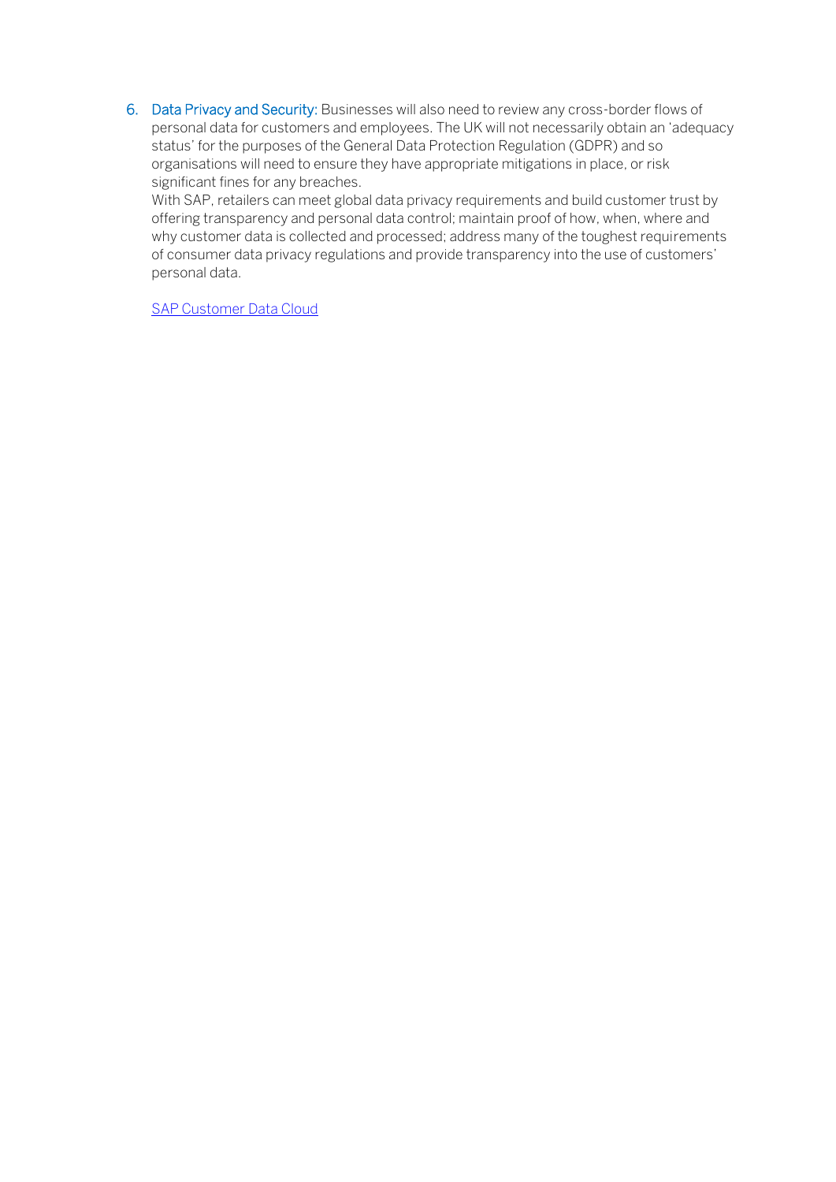6. **Data Privacy and Security:** Businesses will also need to review any cross-border flows of personal data for customers and employees. The UK will not necessarily obtain an 'adequacy status' for the purposes of the General Data Protection Regulation (GDPR) and so organisations will need to ensure they have appropriate mitigations in place, or risk significant fines for any breaches.
   With SAP, retailers can meet global data privacy requirements and build customer trust by offering transparency and personal data control; maintain proof of how, when, where and why customer data is collected and processed; address many of the toughest requirements of consumer data privacy regulations and provide transparency into the use of customers' personal data.

   SAP Customer Data Cloud